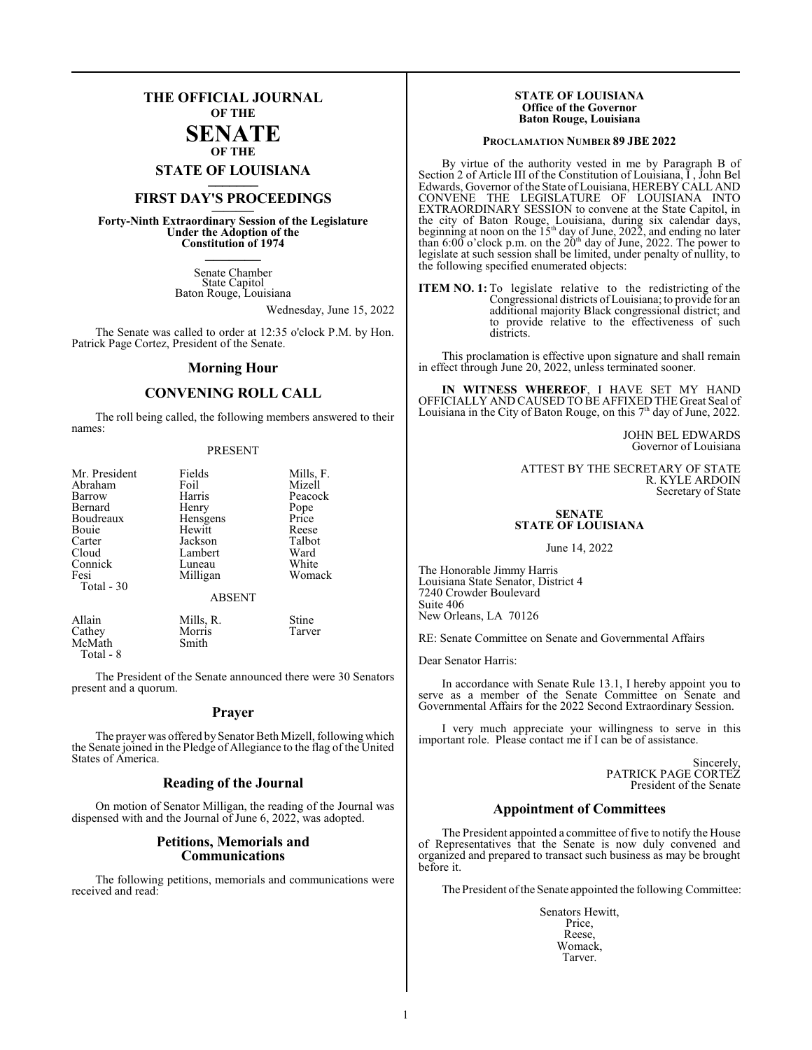# THE OFFICIAL JOURNAL OF THE SENATE OF THE STATE OF LOUISIANA

## FIRST DAY'S PROCEEDINGS

**Forty-Ninth Extraordinary Session of the Legislature Under the Adoption of the Constitution of 1974**

Senate Chamber
State Capitol
Baton Rouge, Louisiana

Wednesday, June 15, 2022

The Senate was called to order at 12:35 o'clock P.M. by Hon. Patrick Page Cortez, President of the Senate.

## Morning Hour

## CONVENING ROLL CALL

The roll being called, the following members answered to their names:

PRESENT

| | | |
|---|---|---|
| Mr. President | Fields | Mills, F. |
| Abraham | Foil | Mizell |
| Barrow | Harris | Peacock |
| Bernard | Henry | Pope |
| Boudreaux | Hensgens | Price |
| Bouie | Hewitt | Reese |
| Carter | Jackson | Talbot |
| Cloud | Lambert | Ward |
| Connick | Luneau | White |
| Fesi | Milligan | Womack |

Total - 30

ABSENT

| | | |
|---|---|---|
| Allain | Mills, R. | Stine |
| Cathey | Morris | Tarver |
| McMath | Smith | |

Total - 8

The President of the Senate announced there were 30 Senators present and a quorum.

## Prayer

The prayer was offered by Senator Beth Mizell, following which the Senate joined in the Pledge of Allegiance to the flag of the United States of America.

## Reading of the Journal

On motion of Senator Milligan, the reading of the Journal was dispensed with and the Journal of June 6, 2022, was adopted.

## Petitions, Memorials and Communications

The following petitions, memorials and communications were received and read:

**STATE OF LOUISIANA**
**Office of the Governor**
**Baton Rouge, Louisiana**

**PROCLAMATION NUMBER 89 JBE 2022**

By virtue of the authority vested in me by Paragraph B of Section 2 of Article III of the Constitution of Louisiana, I, John Bel Edwards, Governor of the State of Louisiana, HEREBY CALL AND CONVENE THE LEGISLATURE OF LOUISIANA INTO EXTRAORDINARY SESSION to convene at the State Capitol, in the city of Baton Rouge, Louisiana, during six calendar days, beginning at noon on the 15th day of June, 2022, and ending no later than 6:00 o'clock p.m. on the 20th day of June, 2022. The power to legislate at such session shall be limited, under penalty of nullity, to the following specified enumerated objects:

**ITEM NO. 1:** To legislate relative to the redistricting of the Congressional districts of Louisiana; to provide for an additional majority Black congressional district; and to provide relative to the effectiveness of such districts.

This proclamation is effective upon signature and shall remain in effect through June 20, 2022, unless terminated sooner.

**IN WITNESS WHEREOF**, I HAVE SET MY HAND OFFICIALLY AND CAUSED TO BE AFFIXED THE Great Seal of Louisiana in the City of Baton Rouge, on this 7th day of June, 2022.

JOHN BEL EDWARDS
Governor of Louisiana

ATTEST BY THE SECRETARY OF STATE
R. KYLE ARDOIN
Secretary of State

**SENATE**
**STATE OF LOUISIANA**

June 14, 2022

The Honorable Jimmy Harris
Louisiana State Senator, District 4
7240 Crowder Boulevard
Suite 406
New Orleans, LA 70126

RE: Senate Committee on Senate and Governmental Affairs

Dear Senator Harris:

In accordance with Senate Rule 13.1, I hereby appoint you to serve as a member of the Senate Committee on Senate and Governmental Affairs for the 2022 Second Extraordinary Session.

I very much appreciate your willingness to serve in this important role. Please contact me if I can be of assistance.

Sincerely,
PATRICK PAGE CORTEZ
President of the Senate

## Appointment of Committees

The President appointed a committee of five to notify the House of Representatives that the Senate is now duly convened and organized and prepared to transact such business as may be brought before it.

The President of the Senate appointed the following Committee:

Senators Hewitt,
Price,
Reese,
Womack,
Tarver.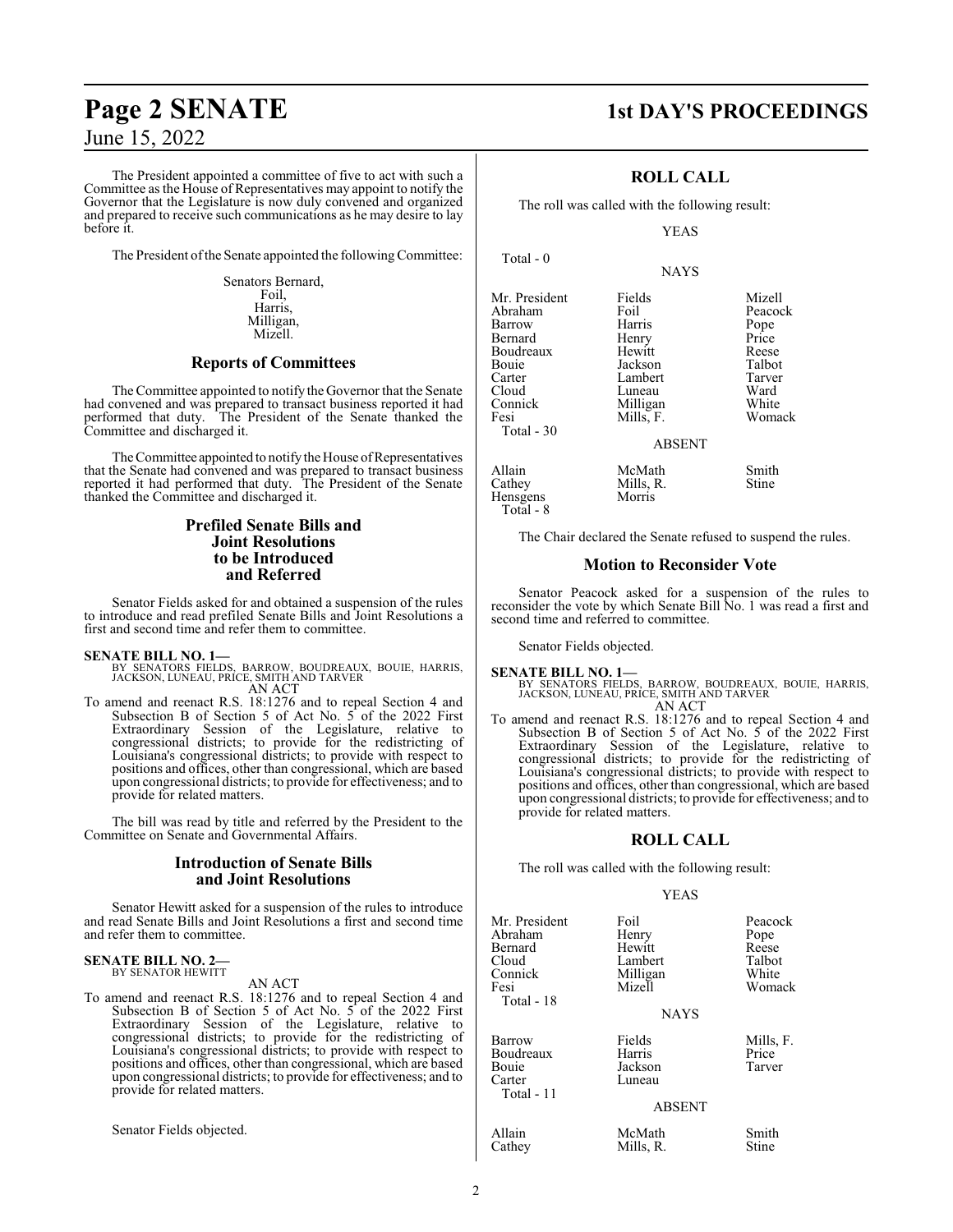The President appointed a committee of five to act with such a Committee as the House of Representatives may appoint to notify the Governor that the Legislature is now duly convened and organized and prepared to receive such communications as he may desire to lay before it.

The President of the Senate appointed the following Committee:

Senators Bernard,
Foil,
Harris,
Milligan,
Mizell.

## Reports of Committees

The Committee appointed to notify the Governor that the Senate had convened and was prepared to transact business reported it had performed that duty. The President of the Senate thanked the Committee and discharged it.

The Committee appointed to notify the House of Representatives that the Senate had convened and was prepared to transact business reported it had performed that duty. The President of the Senate thanked the Committee and discharged it.

## Prefiled Senate Bills and Joint Resolutions to be Introduced and Referred

Senator Fields asked for and obtained a suspension of the rules to introduce and read prefiled Senate Bills and Joint Resolutions a first and second time and refer them to committee.

**SENATE BILL NO. 1—**
BY SENATORS FIELDS, BARROW, BOUDREAUX, BOUIE, HARRIS, JACKSON, LUNEAU, PRICE, SMITH AND TARVER
AN ACT

To amend and reenact R.S. 18:1276 and to repeal Section 4 and Subsection B of Section 5 of Act No. 5 of the 2022 First Extraordinary Session of the Legislature, relative to congressional districts; to provide for the redistricting of Louisiana's congressional districts; to provide with respect to positions and offices, other than congressional, which are based upon congressional districts; to provide for effectiveness; and to provide for related matters.

The bill was read by title and referred by the President to the Committee on Senate and Governmental Affairs.

## Introduction of Senate Bills and Joint Resolutions

Senator Hewitt asked for a suspension of the rules to introduce and read Senate Bills and Joint Resolutions a first and second time and refer them to committee.

**SENATE BILL NO. 2—**
BY SENATOR HEWITT
AN ACT

To amend and reenact R.S. 18:1276 and to repeal Section 4 and Subsection B of Section 5 of Act No. 5 of the 2022 First Extraordinary Session of the Legislature, relative to congressional districts; to provide for the redistricting of Louisiana's congressional districts; to provide with respect to positions and offices, other than congressional, which are based upon congressional districts; to provide for effectiveness; and to provide for related matters.

Senator Fields objected.

## ROLL CALL

The roll was called with the following result:

YEAS

Total - 0

NAYS

| | | |
|---|---|---|
| Mr. President | Fields | Mizell |
| Abraham | Foil | Peacock |
| Barrow | Harris | Pope |
| Bernard | Henry | Price |
| Boudreaux | Hewitt | Reese |
| Bouie | Jackson | Talbot |
| Carter | Lambert | Tarver |
| Cloud | Luneau | Ward |
| Connick | Milligan | White |
| Fesi | Mills, F. | Womack |

Total - 30

ABSENT

| | | |
|---|---|---|
| Allain | McMath | Smith |
| Cathey | Mills, R. | Stine |
| Hensgens | Morris | |

Total - 8

The Chair declared the Senate refused to suspend the rules.

## Motion to Reconsider Vote

Senator Peacock asked for a suspension of the rules to reconsider the vote by which Senate Bill No. 1 was read a first and second time and referred to committee.

Senator Fields objected.

**SENATE BILL NO. 1—**
BY SENATORS FIELDS, BARROW, BOUDREAUX, BOUIE, HARRIS, JACKSON, LUNEAU, PRICE, SMITH AND TARVER
AN ACT

To amend and reenact R.S. 18:1276 and to repeal Section 4 and Subsection B of Section 5 of Act No. 5 of the 2022 First Extraordinary Session of the Legislature, relative to congressional districts; to provide for the redistricting of Louisiana's congressional districts; to provide with respect to positions and offices, other than congressional, which are based upon congressional districts; to provide for effectiveness; and to provide for related matters.

## ROLL CALL

The roll was called with the following result:

YEAS

| | | |
|---|---|---|
| Mr. President | Foil | Peacock |
| Abraham | Henry | Pope |
| Bernard | Hewitt | Reese |
| Cloud | Lambert | Talbot |
| Connick | Milligan | White |
| Fesi | Mizell | Womack |

Total - 18

NAYS

| | | |
|---|---|---|
| Barrow | Fields | Mills, F. |
| Boudreaux | Harris | Price |
| Bouie | Jackson | Tarver |
| Carter | Luneau | |

Total - 11

ABSENT

| | | |
|---|---|---|
| Allain | McMath | Smith |
| Cathey | Mills, R. | Stine |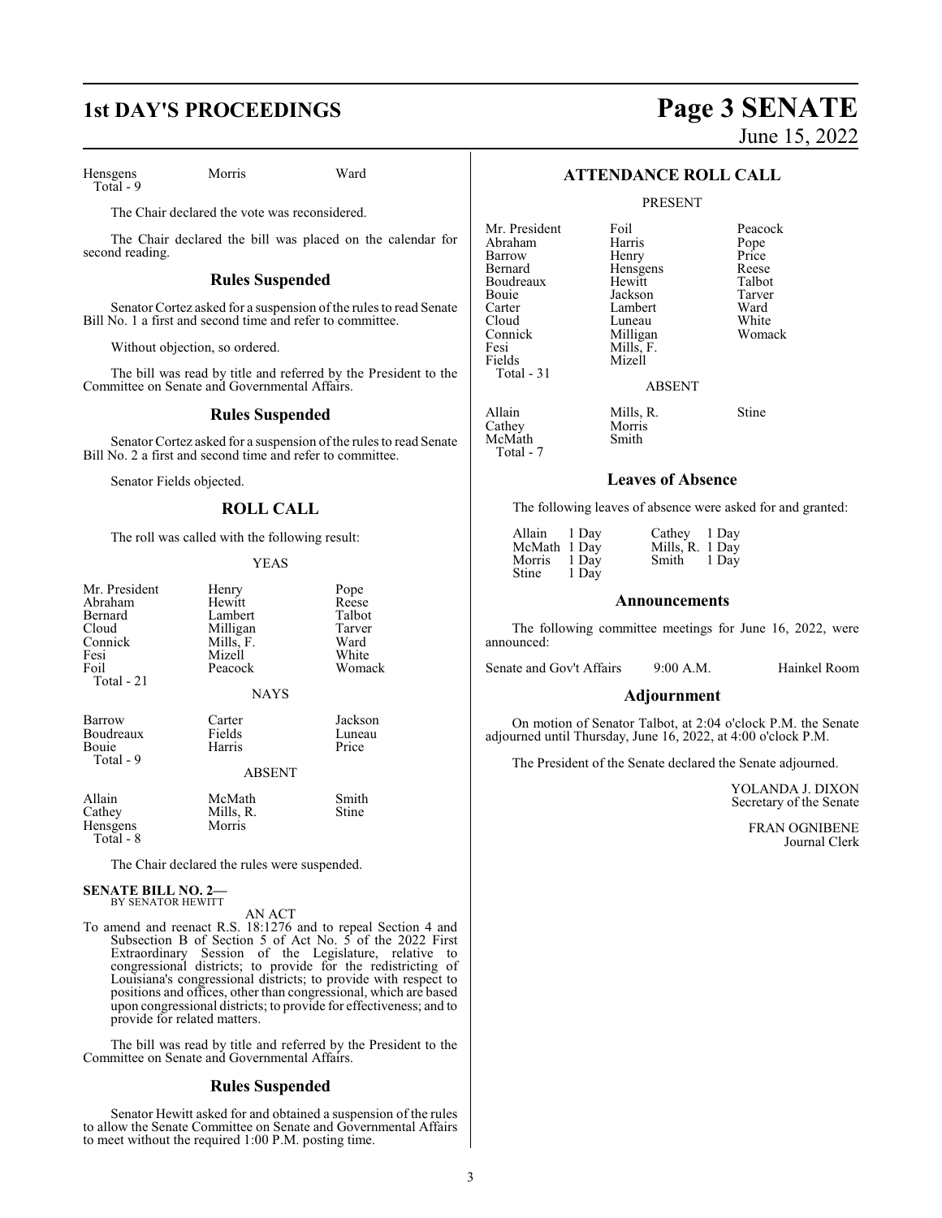| | | |
|---|---|---|
| Hensgens | Morris | Ward |
| Total - 9 | | |

The Chair declared the vote was reconsidered.

The Chair declared the bill was placed on the calendar for second reading.

## Rules Suspended

Senator Cortez asked for a suspension of the rules to read Senate Bill No. 1 a first and second time and refer to committee.

Without objection, so ordered.

The bill was read by title and referred by the President to the Committee on Senate and Governmental Affairs.

## Rules Suspended

Senator Cortez asked for a suspension of the rules to read Senate Bill No. 2 a first and second time and refer to committee.

Senator Fields objected.

## ROLL CALL

The roll was called with the following result:

YEAS

| | | |
|---|---|---|
| Mr. President | Henry | Pope |
| Abraham | Hewitt | Reese |
| Bernard | Lambert | Talbot |
| Cloud | Milligan | Tarver |
| Connick | Mills, F. | Ward |
| Fesi | Mizell | White |
| Foil | Peacock | Womack |
| Total - 21 | | |

NAYS

| | | |
|---|---|---|
| Barrow | Carter | Jackson |
| Boudreaux | Fields | Luneau |
| Bouie | Harris | Price |
| Total - 9 | | |

ABSENT

| | | |
|---|---|---|
| Allain | McMath | Smith |
| Cathey | Mills, R. | Stine |
| Hensgens | Morris | |
| Total - 8 | | |

The Chair declared the rules were suspended.

**SENATE BILL NO. 2—**
BY SENATOR HEWITT

AN ACT

To amend and reenact R.S. 18:1276 and to repeal Section 4 and Subsection B of Section 5 of Act No. 5 of the 2022 First Extraordinary Session of the Legislature, relative to congressional districts; to provide for the redistricting of Louisiana's congressional districts; to provide with respect to positions and offices, other than congressional, which are based upon congressional districts; to provide for effectiveness; and to provide for related matters.

The bill was read by title and referred by the President to the Committee on Senate and Governmental Affairs.

## Rules Suspended

Senator Hewitt asked for and obtained a suspension of the rules to allow the Senate Committee on Senate and Governmental Affairs to meet without the required 1:00 P.M. posting time.

## ATTENDANCE ROLL CALL

PRESENT

| | | |
|---|---|---|
| Mr. President | Foil | Peacock |
| Abraham | Harris | Pope |
| Barrow | Henry | Price |
| Bernard | Hensgens | Reese |
| Boudreaux | Hewitt | Talbot |
| Bouie | Jackson | Tarver |
| Carter | Lambert | Ward |
| Cloud | Luneau | White |
| Connick | Milligan | Womack |
| Fesi | Mills, F. | |
| Fields | Mizell | |
| Total - 31 | | |

ABSENT

| | | |
|---|---|---|
| Allain | Mills, R. | Stine |
| Cathey | Morris | |
| McMath | Smith | |
| Total - 7 | | |

## Leaves of Absence

The following leaves of absence were asked for and granted:

| | | | |
|---|---|---|---|
| Allain | 1 Day | Cathey | 1 Day |
| McMath | 1 Day | Mills, R. | 1 Day |
| Morris | 1 Day | Smith | 1 Day |
| Stine | 1 Day | | |

## Announcements

The following committee meetings for June 16, 2022, were announced:

| | | |
|---|---|---|
| Senate and Gov't Affairs | 9:00 A.M. | Hainkel Room |

## Adjournment

On motion of Senator Talbot, at 2:04 o'clock P.M. the Senate adjourned until Thursday, June 16, 2022, at 4:00 o'clock P.M.

The President of the Senate declared the Senate adjourned.

YOLANDA J. DIXON
Secretary of the Senate

FRAN OGNIBENE
Journal Clerk